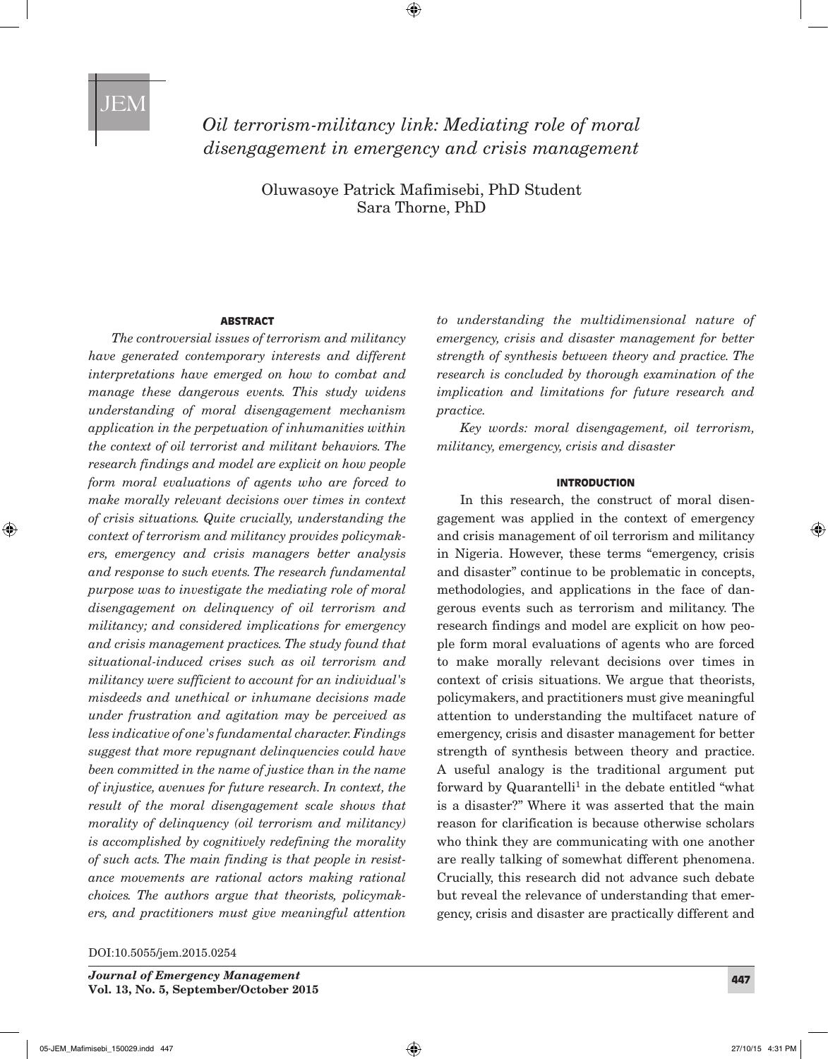# *Oil terrorism-militancy link: Mediating role of moral disengagement in emergency and crisis management*

Oluwasoye Patrick Mafimisebi, PhD Student
Sara Thorne, PhD

## ABSTRACT

*The controversial issues of terrorism and militancy have generated contemporary interests and different interpretations have emerged on how to combat and manage these dangerous events. This study widens understanding of moral disengagement mechanism application in the perpetuation of inhumanities within the context of oil terrorist and militant behaviors. The research findings and model are explicit on how people form moral evaluations of agents who are forced to make morally relevant decisions over times in context of crisis situations. Quite crucially, understanding the context of terrorism and militancy provides policymakers, emergency and crisis managers better analysis and response to such events. The research fundamental purpose was to investigate the mediating role of moral disengagement on delinquency of oil terrorism and militancy; and considered implications for emergency and crisis management practices. The study found that situational-induced crises such as oil terrorism and militancy were sufficient to account for an individual's misdeeds and unethical or inhumane decisions made under frustration and agitation may be perceived as less indicative of one's fundamental character. Findings suggest that more repugnant delinquencies could have been committed in the name of justice than in the name of injustice, avenues for future research. In context, the result of the moral disengagement scale shows that morality of delinquency (oil terrorism and militancy) is accomplished by cognitively redefining the morality of such acts. The main finding is that people in resistance movements are rational actors making rational choices. The authors argue that theorists, policymakers, and practitioners must give meaningful attention to understanding the multidimensional nature of emergency, crisis and disaster management for better strength of synthesis between theory and practice. The research is concluded by thorough examination of the implication and limitations for future research and practice.*

*Key words: moral disengagement, oil terrorism, militancy, emergency, crisis and disaster*

## INTRODUCTION

In this research, the construct of moral disengagement was applied in the context of emergency and crisis management of oil terrorism and militancy in Nigeria. However, these terms "emergency, crisis and disaster" continue to be problematic in concepts, methodologies, and applications in the face of dangerous events such as terrorism and militancy. The research findings and model are explicit on how people form moral evaluations of agents who are forced to make morally relevant decisions over times in context of crisis situations. We argue that theorists, policymakers, and practitioners must give meaningful attention to understanding the multifacet nature of emergency, crisis and disaster management for better strength of synthesis between theory and practice. A useful analogy is the traditional argument put forward by Quarantelli[1] in the debate entitled "what is a disaster?" Where it was asserted that the main reason for clarification is because otherwise scholars who think they are communicating with one another are really talking of somewhat different phenomena. Crucially, this research did not advance such debate but reveal the relevance of understanding that emergency, crisis and disaster are practically different and

DOI:10.5055/jem.2015.0254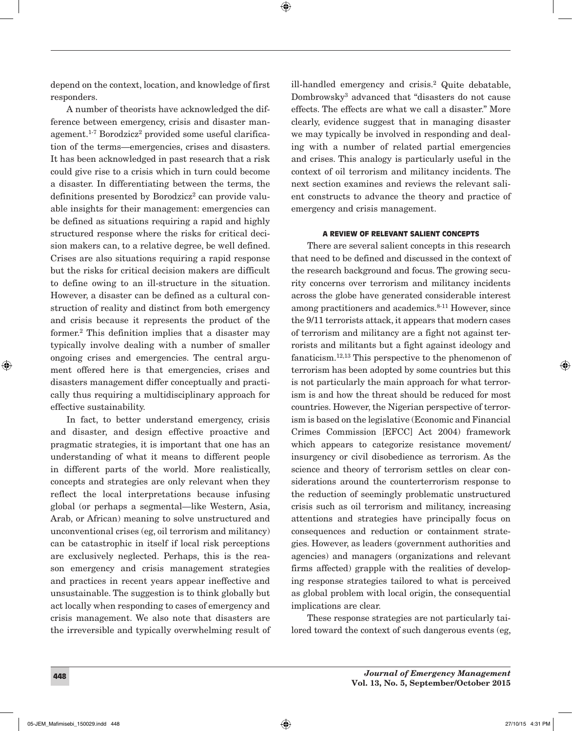depend on the context, location, and knowledge of first responders.

A number of theorists have acknowledged the difference between emergency, crisis and disaster management.[1-7] Borodzicz[2] provided some useful clarification of the terms—emergencies, crises and disasters. It has been acknowledged in past research that a risk could give rise to a crisis which in turn could become a disaster. In differentiating between the terms, the definitions presented by Borodzicz[2] can provide valuable insights for their management: emergencies can be defined as situations requiring a rapid and highly structured response where the risks for critical decision makers can, to a relative degree, be well defined. Crises are also situations requiring a rapid response but the risks for critical decision makers are difficult to define owing to an ill-structure in the situation. However, a disaster can be defined as a cultural construction of reality and distinct from both emergency and crisis because it represents the product of the former.[2] This definition implies that a disaster may typically involve dealing with a number of smaller ongoing crises and emergencies. The central argument offered here is that emergencies, crises and disasters management differ conceptually and practically thus requiring a multidisciplinary approach for effective sustainability.

In fact, to better understand emergency, crisis and disaster, and design effective proactive and pragmatic strategies, it is important that one has an understanding of what it means to different people in different parts of the world. More realistically, concepts and strategies are only relevant when they reflect the local interpretations because infusing global (or perhaps a segmental—like Western, Asia, Arab, or African) meaning to solve unstructured and unconventional crises (eg, oil terrorism and militancy) can be catastrophic in itself if local risk perceptions are exclusively neglected. Perhaps, this is the reason emergency and crisis management strategies and practices in recent years appear ineffective and unsustainable. The suggestion is to think globally but act locally when responding to cases of emergency and crisis management. We also note that disasters are the irreversible and typically overwhelming result of ill-handled emergency and crisis.[2] Quite debatable, Dombrowsky[3] advanced that "disasters do not cause effects. The effects are what we call a disaster." More clearly, evidence suggest that in managing disaster we may typically be involved in responding and dealing with a number of related partial emergencies and crises. This analogy is particularly useful in the context of oil terrorism and militancy incidents. The next section examines and reviews the relevant salient constructs to advance the theory and practice of emergency and crisis management.

## A REVIEW OF RELEVANT SALIENT CONCEPTS

There are several salient concepts in this research that need to be defined and discussed in the context of the research background and focus. The growing security concerns over terrorism and militancy incidents across the globe have generated considerable interest among practitioners and academics.[8-11] However, since the 9/11 terrorists attack, it appears that modern cases of terrorism and militancy are a fight not against terrorists and militants but a fight against ideology and fanaticism.[12,13] This perspective to the phenomenon of terrorism has been adopted by some countries but this is not particularly the main approach for what terrorism is and how the threat should be reduced for most countries. However, the Nigerian perspective of terrorism is based on the legislative (Economic and Financial Crimes Commission [EFCC] Act 2004) framework which appears to categorize resistance movement/insurgency or civil disobedience as terrorism. As the science and theory of terrorism settles on clear considerations around the counterterrorism response to the reduction of seemingly problematic unstructured crisis such as oil terrorism and militancy, increasing attentions and strategies have principally focus on consequences and reduction or containment strategies. However, as leaders (government authorities and agencies) and managers (organizations and relevant firms affected) grapple with the realities of developing response strategies tailored to what is perceived as global problem with local origin, the consequential implications are clear.

These response strategies are not particularly tailored toward the context of such dangerous events (eg,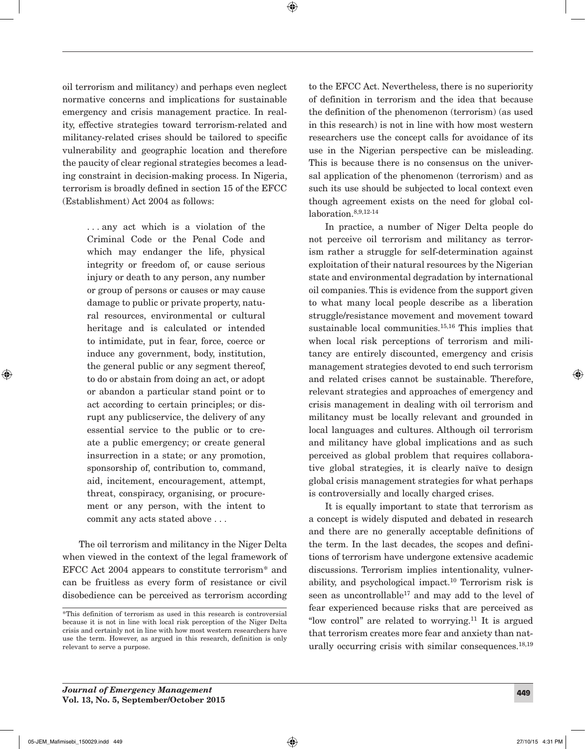oil terrorism and militancy) and perhaps even neglect normative concerns and implications for sustainable emergency and crisis management practice. In reality, effective strategies toward terrorism-related and militancy-related crises should be tailored to specific vulnerability and geographic location and therefore the paucity of clear regional strategies becomes a leading constraint in decision-making process. In Nigeria, terrorism is broadly defined in section 15 of the EFCC (Establishment) Act 2004 as follows:

> . . . any act which is a violation of the Criminal Code or the Penal Code and which may endanger the life, physical integrity or freedom of, or cause serious injury or death to any person, any number or group of persons or causes or may cause damage to public or private property, natural resources, environmental or cultural heritage and is calculated or intended to intimidate, put in fear, force, coerce or induce any government, body, institution, the general public or any segment thereof, to do or abstain from doing an act, or adopt or abandon a particular stand point or to act according to certain principles; or disrupt any publicservice, the delivery of any essential service to the public or to create a public emergency; or create general insurrection in a state; or any promotion, sponsorship of, contribution to, command, aid, incitement, encouragement, attempt, threat, conspiracy, organising, or procurement or any person, with the intent to commit any acts stated above . . .

The oil terrorism and militancy in the Niger Delta when viewed in the context of the legal framework of EFCC Act 2004 appears to constitute terrorism* and can be fruitless as every form of resistance or civil disobedience can be perceived as terrorism according to the EFCC Act. Nevertheless, there is no superiority of definition in terrorism and the idea that because the definition of the phenomenon (terrorism) (as used in this research) is not in line with how most western researchers use the concept calls for avoidance of its use in the Nigerian perspective can be misleading. This is because there is no consensus on the universal application of the phenomenon (terrorism) and as such its use should be subjected to local context even though agreement exists on the need for global collaboration.[8,9,12-14]

In practice, a number of Niger Delta people do not perceive oil terrorism and militancy as terrorism rather a struggle for self-determination against exploitation of their natural resources by the Nigerian state and environmental degradation by international oil companies. This is evidence from the support given to what many local people describe as a liberation struggle/resistance movement and movement toward sustainable local communities.[15,16] This implies that when local risk perceptions of terrorism and militancy are entirely discounted, emergency and crisis management strategies devoted to end such terrorism and related crises cannot be sustainable. Therefore, relevant strategies and approaches of emergency and crisis management in dealing with oil terrorism and militancy must be locally relevant and grounded in local languages and cultures. Although oil terrorism and militancy have global implications and as such perceived as global problem that requires collaborative global strategies, it is clearly naïve to design global crisis management strategies for what perhaps is controversially and locally charged crises.

It is equally important to state that terrorism as a concept is widely disputed and debated in research and there are no generally acceptable definitions of the term. In the last decades, the scopes and definitions of terrorism have undergone extensive academic discussions. Terrorism implies intentionality, vulnerability, and psychological impact.[10] Terrorism risk is seen as uncontrollable[17] and may add to the level of fear experienced because risks that are perceived as "low control" are related to worrying.[11] It is argued that terrorism creates more fear and anxiety than naturally occurring crisis with similar consequences.[18,19]

*This definition of terrorism as used in this research is controversial because it is not in line with local risk perception of the Niger Delta crisis and certainly not in line with how most western researchers have use the term. However, as argued in this research, definition is only relevant to serve a purpose.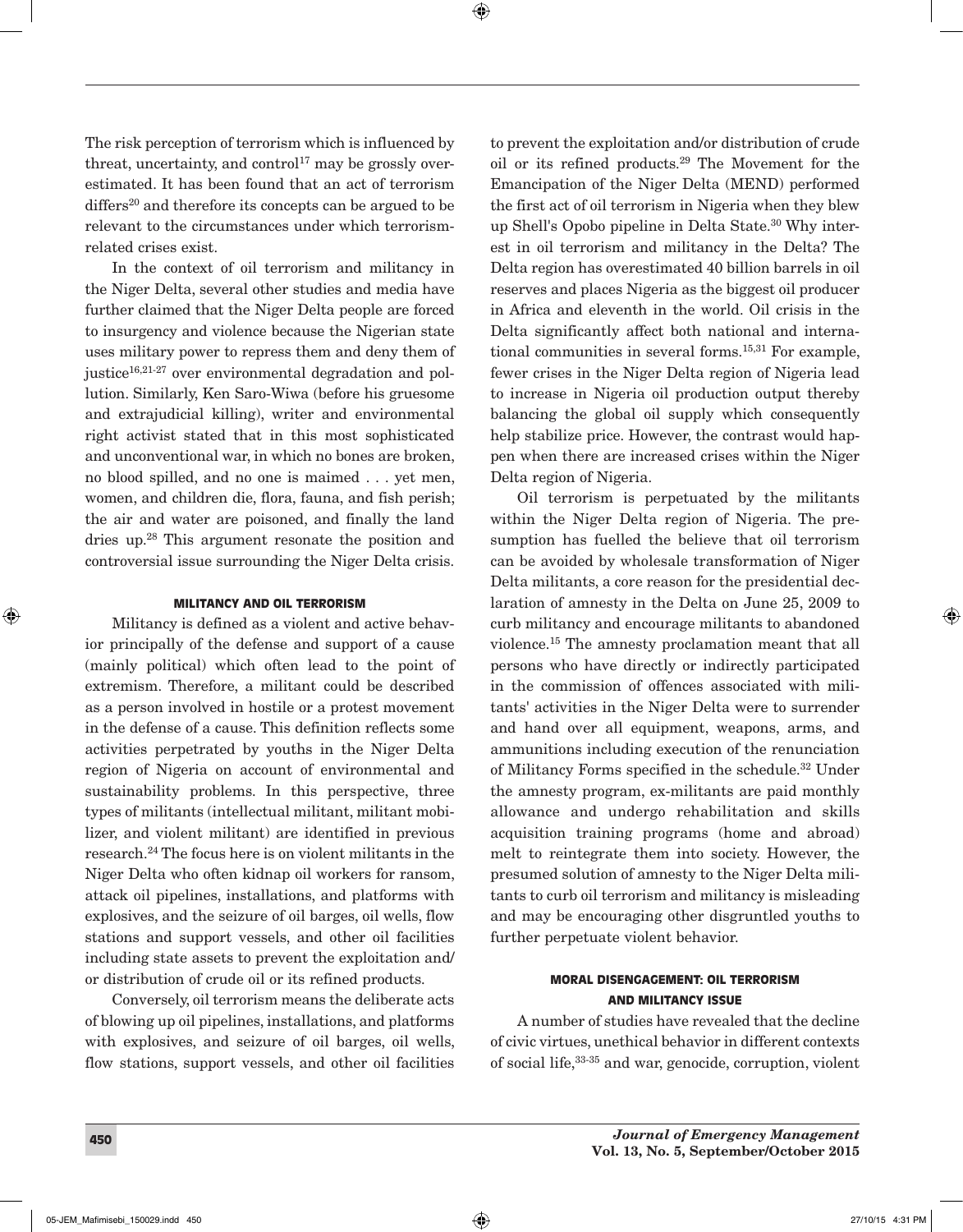The risk perception of terrorism which is influenced by threat, uncertainty, and control[17] may be grossly overestimated. It has been found that an act of terrorism differs[20] and therefore its concepts can be argued to be relevant to the circumstances under which terrorism-related crises exist.

In the context of oil terrorism and militancy in the Niger Delta, several other studies and media have further claimed that the Niger Delta people are forced to insurgency and violence because the Nigerian state uses military power to repress them and deny them of justice[16,21-27] over environmental degradation and pollution. Similarly, Ken Saro-Wiwa (before his gruesome and extrajudicial killing), writer and environmental right activist stated that in this most sophisticated and unconventional war, in which no bones are broken, no blood spilled, and no one is maimed . . . yet men, women, and children die, flora, fauna, and fish perish; the air and water are poisoned, and finally the land dries up.[28] This argument resonate the position and controversial issue surrounding the Niger Delta crisis.

## MILITANCY AND OIL TERRORISM

Militancy is defined as a violent and active behavior principally of the defense and support of a cause (mainly political) which often lead to the point of extremism. Therefore, a militant could be described as a person involved in hostile or a protest movement in the defense of a cause. This definition reflects some activities perpetrated by youths in the Niger Delta region of Nigeria on account of environmental and sustainability problems. In this perspective, three types of militants (intellectual militant, militant mobilizer, and violent militant) are identified in previous research.[24] The focus here is on violent militants in the Niger Delta who often kidnap oil workers for ransom, attack oil pipelines, installations, and platforms with explosives, and the seizure of oil barges, oil wells, flow stations and support vessels, and other oil facilities including state assets to prevent the exploitation and/or distribution of crude oil or its refined products.

Conversely, oil terrorism means the deliberate acts of blowing up oil pipelines, installations, and platforms with explosives, and seizure of oil barges, oil wells, flow stations, support vessels, and other oil facilities to prevent the exploitation and/or distribution of crude oil or its refined products.[29] The Movement for the Emancipation of the Niger Delta (MEND) performed the first act of oil terrorism in Nigeria when they blew up Shell's Opobo pipeline in Delta State.[30] Why interest in oil terrorism and militancy in the Delta? The Delta region has overestimated 40 billion barrels in oil reserves and places Nigeria as the biggest oil producer in Africa and eleventh in the world. Oil crisis in the Delta significantly affect both national and international communities in several forms.[15,31] For example, fewer crises in the Niger Delta region of Nigeria lead to increase in Nigeria oil production output thereby balancing the global oil supply which consequently help stabilize price. However, the contrast would happen when there are increased crises within the Niger Delta region of Nigeria.

Oil terrorism is perpetuated by the militants within the Niger Delta region of Nigeria. The presumption has fuelled the believe that oil terrorism can be avoided by wholesale transformation of Niger Delta militants, a core reason for the presidential declaration of amnesty in the Delta on June 25, 2009 to curb militancy and encourage militants to abandoned violence.[15] The amnesty proclamation meant that all persons who have directly or indirectly participated in the commission of offences associated with militants' activities in the Niger Delta were to surrender and hand over all equipment, weapons, arms, and ammunitions including execution of the renunciation of Militancy Forms specified in the schedule.[32] Under the amnesty program, ex-militants are paid monthly allowance and undergo rehabilitation and skills acquisition training programs (home and abroad) melt to reintegrate them into society. However, the presumed solution of amnesty to the Niger Delta militants to curb oil terrorism and militancy is misleading and may be encouraging other disgruntled youths to further perpetuate violent behavior.

## MORAL DISENGAGEMENT: OIL TERRORISM AND MILITANCY ISSUE

A number of studies have revealed that the decline of civic virtues, unethical behavior in different contexts of social life,[33-35] and war, genocide, corruption, violent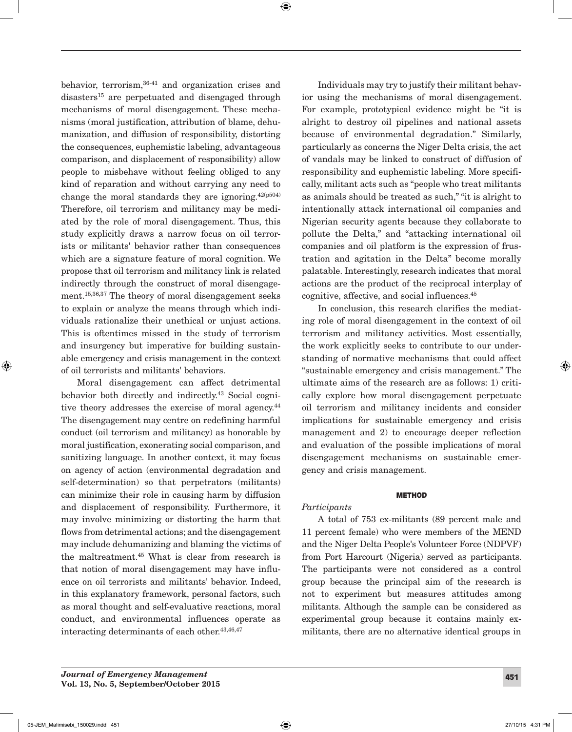behavior, terrorism,[36-41] and organization crises and disasters[15] are perpetuated and disengaged through mechanisms of moral disengagement. These mechanisms (moral justification, attribution of blame, dehumanization, and diffusion of responsibility, distorting the consequences, euphemistic labeling, advantageous comparison, and displacement of responsibility) allow people to misbehave without feeling obliged to any kind of reparation and without carrying any need to change the moral standards they are ignoring.[42(p504)] Therefore, oil terrorism and militancy may be mediated by the role of moral disengagement. Thus, this study explicitly draws a narrow focus on oil terrorists or militants' behavior rather than consequences which are a signature feature of moral cognition. We propose that oil terrorism and militancy link is related indirectly through the construct of moral disengagement.[15,36,37] The theory of moral disengagement seeks to explain or analyze the means through which individuals rationalize their unethical or unjust actions. This is oftentimes missed in the study of terrorism and insurgency but imperative for building sustainable emergency and crisis management in the context of oil terrorists and militants' behaviors.

Moral disengagement can affect detrimental behavior both directly and indirectly.[43] Social cognitive theory addresses the exercise of moral agency.[44] The disengagement may centre on redefining harmful conduct (oil terrorism and militancy) as honorable by moral justification, exonerating social comparison, and sanitizing language. In another context, it may focus on agency of action (environmental degradation and self-determination) so that perpetrators (militants) can minimize their role in causing harm by diffusion and displacement of responsibility. Furthermore, it may involve minimizing or distorting the harm that flows from detrimental actions; and the disengagement may include dehumanizing and blaming the victims of the maltreatment.[45] What is clear from research is that notion of moral disengagement may have influence on oil terrorists and militants' behavior. Indeed, in this explanatory framework, personal factors, such as moral thought and self-evaluative reactions, moral conduct, and environmental influences operate as interacting determinants of each other.[43,46,47]

Individuals may try to justify their militant behavior using the mechanisms of moral disengagement. For example, prototypical evidence might be "it is alright to destroy oil pipelines and national assets because of environmental degradation." Similarly, particularly as concerns the Niger Delta crisis, the act of vandals may be linked to construct of diffusion of responsibility and euphemistic labeling. More specifically, militant acts such as "people who treat militants as animals should be treated as such," "it is alright to intentionally attack international oil companies and Nigerian security agents because they collaborate to pollute the Delta," and "attacking international oil companies and oil platform is the expression of frustration and agitation in the Delta" become morally palatable. Interestingly, research indicates that moral actions are the product of the reciprocal interplay of cognitive, affective, and social influences.[45]

In conclusion, this research clarifies the mediating role of moral disengagement in the context of oil terrorism and militancy activities. Most essentially, the work explicitly seeks to contribute to our understanding of normative mechanisms that could affect "sustainable emergency and crisis management." The ultimate aims of the research are as follows: 1) critically explore how moral disengagement perpetuate oil terrorism and militancy incidents and consider implications for sustainable emergency and crisis management and 2) to encourage deeper reflection and evaluation of the possible implications of moral disengagement mechanisms on sustainable emergency and crisis management.

## METHOD

*Participants*

A total of 753 ex-militants (89 percent male and 11 percent female) who were members of the MEND and the Niger Delta People's Volunteer Force (NDPVF) from Port Harcourt (Nigeria) served as participants. The participants were not considered as a control group because the principal aim of the research is not to experiment but measures attitudes among militants. Although the sample can be considered as experimental group because it contains mainly ex-militants, there are no alternative identical groups in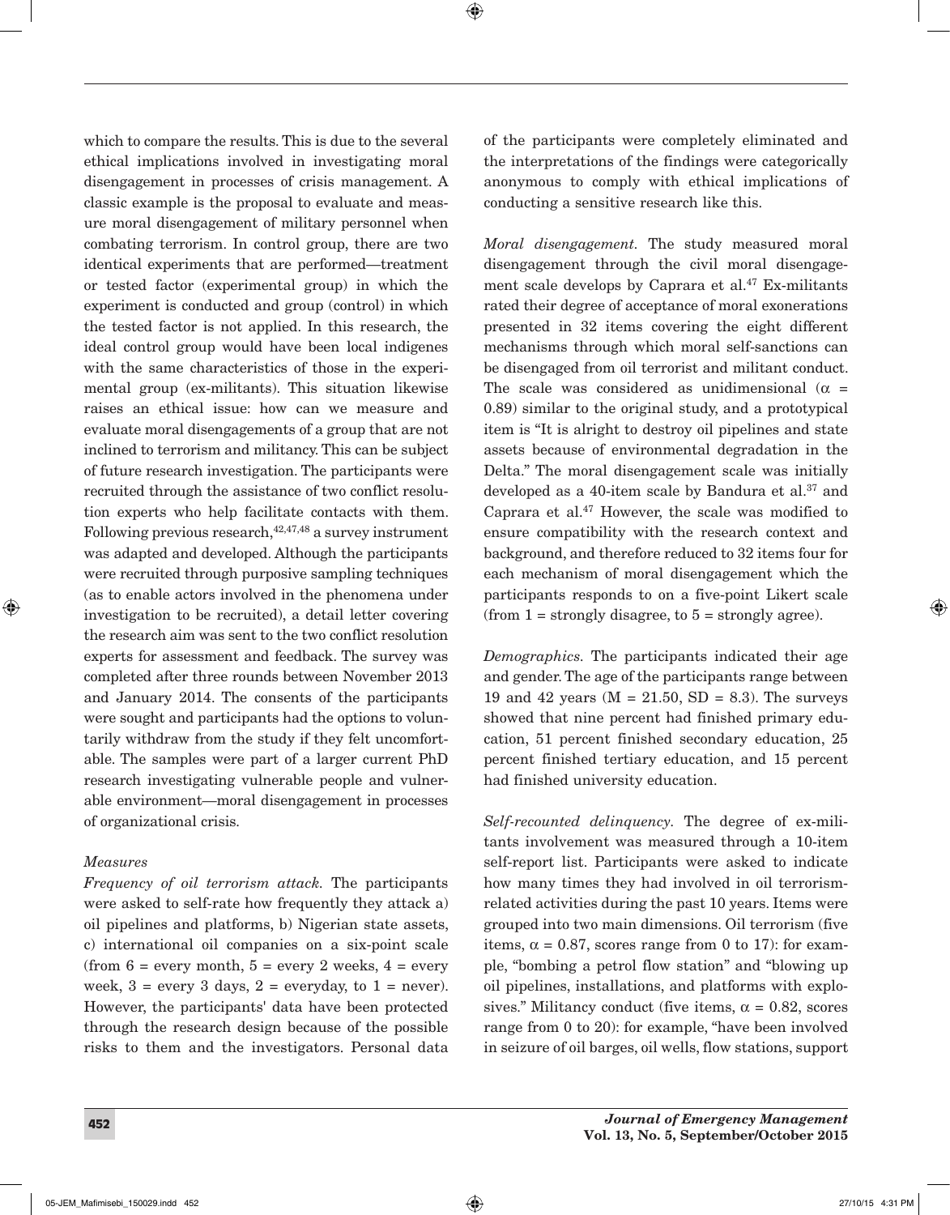which to compare the results. This is due to the several ethical implications involved in investigating moral disengagement in processes of crisis management. A classic example is the proposal to evaluate and measure moral disengagement of military personnel when combating terrorism. In control group, there are two identical experiments that are performed—treatment or tested factor (experimental group) in which the experiment is conducted and group (control) in which the tested factor is not applied. In this research, the ideal control group would have been local indigenes with the same characteristics of those in the experimental group (ex-militants). This situation likewise raises an ethical issue: how can we measure and evaluate moral disengagements of a group that are not inclined to terrorism and militancy. This can be subject of future research investigation. The participants were recruited through the assistance of two conflict resolution experts who help facilitate contacts with them. Following previous research,[42,47,48] a survey instrument was adapted and developed. Although the participants were recruited through purposive sampling techniques (as to enable actors involved in the phenomena under investigation to be recruited), a detail letter covering the research aim was sent to the two conflict resolution experts for assessment and feedback. The survey was completed after three rounds between November 2013 and January 2014. The consents of the participants were sought and participants had the options to voluntarily withdraw from the study if they felt uncomfortable. The samples were part of a larger current PhD research investigating vulnerable people and vulnerable environment—moral disengagement in processes of organizational crisis.

### Measures

*Frequency of oil terrorism attack.* The participants were asked to self-rate how frequently they attack a) oil pipelines and platforms, b) Nigerian state assets, c) international oil companies on a six-point scale (from 6 = every month, 5 = every 2 weeks, 4 = every week, 3 = every 3 days, 2 = everyday, to 1 = never). However, the participants' data have been protected through the research design because of the possible risks to them and the investigators. Personal data of the participants were completely eliminated and the interpretations of the findings were categorically anonymous to comply with ethical implications of conducting a sensitive research like this.

*Moral disengagement.* The study measured moral disengagement through the civil moral disengagement scale develops by Caprara et al.[47] Ex-militants rated their degree of acceptance of moral exonerations presented in 32 items covering the eight different mechanisms through which moral self-sanctions can be disengaged from oil terrorist and militant conduct. The scale was considered as unidimensional ($\alpha$ = 0.89) similar to the original study, and a prototypical item is "It is alright to destroy oil pipelines and state assets because of environmental degradation in the Delta." The moral disengagement scale was initially developed as a 40-item scale by Bandura et al.[37] and Caprara et al.[47] However, the scale was modified to ensure compatibility with the research context and background, and therefore reduced to 32 items four for each mechanism of moral disengagement which the participants responds to on a five-point Likert scale (from 1 = strongly disagree, to 5 = strongly agree).

*Demographics.* The participants indicated their age and gender. The age of the participants range between 19 and 42 years (M = 21.50, SD = 8.3). The surveys showed that nine percent had finished primary education, 51 percent finished secondary education, 25 percent finished tertiary education, and 15 percent had finished university education.

*Self-recounted delinquency.* The degree of ex-militants involvement was measured through a 10-item self-report list. Participants were asked to indicate how many times they had involved in oil terrorism-related activities during the past 10 years. Items were grouped into two main dimensions. Oil terrorism (five items, $\alpha$ = 0.87, scores range from 0 to 17): for example, "bombing a petrol flow station" and "blowing up oil pipelines, installations, and platforms with explosives." Militancy conduct (five items, $\alpha$ = 0.82, scores range from 0 to 20): for example, "have been involved in seizure of oil barges, oil wells, flow stations, support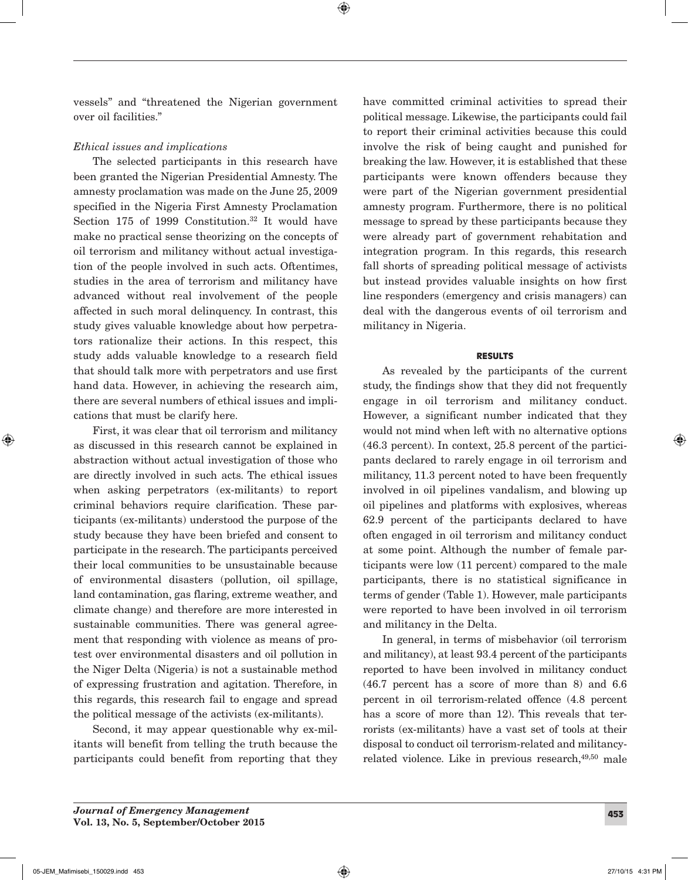vessels" and "threatened the Nigerian government over oil facilities."

*Ethical issues and implications*

The selected participants in this research have been granted the Nigerian Presidential Amnesty. The amnesty proclamation was made on the June 25, 2009 specified in the Nigeria First Amnesty Proclamation Section 175 of 1999 Constitution.[32] It would have make no practical sense theorizing on the concepts of oil terrorism and militancy without actual investigation of the people involved in such acts. Oftentimes, studies in the area of terrorism and militancy have advanced without real involvement of the people affected in such moral delinquency. In contrast, this study gives valuable knowledge about how perpetrators rationalize their actions. In this respect, this study adds valuable knowledge to a research field that should talk more with perpetrators and use first hand data. However, in achieving the research aim, there are several numbers of ethical issues and implications that must be clarify here.

First, it was clear that oil terrorism and militancy as discussed in this research cannot be explained in abstraction without actual investigation of those who are directly involved in such acts. The ethical issues when asking perpetrators (ex-militants) to report criminal behaviors require clarification. These participants (ex-militants) understood the purpose of the study because they have been briefed and consent to participate in the research. The participants perceived their local communities to be unsustainable because of environmental disasters (pollution, oil spillage, land contamination, gas flaring, extreme weather, and climate change) and therefore are more interested in sustainable communities. There was general agreement that responding with violence as means of protest over environmental disasters and oil pollution in the Niger Delta (Nigeria) is not a sustainable method of expressing frustration and agitation. Therefore, in this regards, this research fail to engage and spread the political message of the activists (ex-militants).

Second, it may appear questionable why ex-militants will benefit from telling the truth because the participants could benefit from reporting that they have committed criminal activities to spread their political message. Likewise, the participants could fail to report their criminal activities because this could involve the risk of being caught and punished for breaking the law. However, it is established that these participants were known offenders because they were part of the Nigerian government presidential amnesty program. Furthermore, there is no political message to spread by these participants because they were already part of government rehabilitation and integration program. In this regards, this research fall shorts of spreading political message of activists but instead provides valuable insights on how first line responders (emergency and crisis managers) can deal with the dangerous events of oil terrorism and militancy in Nigeria.

## RESULTS

As revealed by the participants of the current study, the findings show that they did not frequently engage in oil terrorism and militancy conduct. However, a significant number indicated that they would not mind when left with no alternative options (46.3 percent). In context, 25.8 percent of the participants declared to rarely engage in oil terrorism and militancy, 11.3 percent noted to have been frequently involved in oil pipelines vandalism, and blowing up oil pipelines and platforms with explosives, whereas 62.9 percent of the participants declared to have often engaged in oil terrorism and militancy conduct at some point. Although the number of female participants were low (11 percent) compared to the male participants, there is no statistical significance in terms of gender (Table 1). However, male participants were reported to have been involved in oil terrorism and militancy in the Delta.

In general, in terms of misbehavior (oil terrorism and militancy), at least 93.4 percent of the participants reported to have been involved in militancy conduct (46.7 percent has a score of more than 8) and 6.6 percent in oil terrorism-related offence (4.8 percent has a score of more than 12). This reveals that terrorists (ex-militants) have a vast set of tools at their disposal to conduct oil terrorism-related and militancy-related violence. Like in previous research,[49,50] male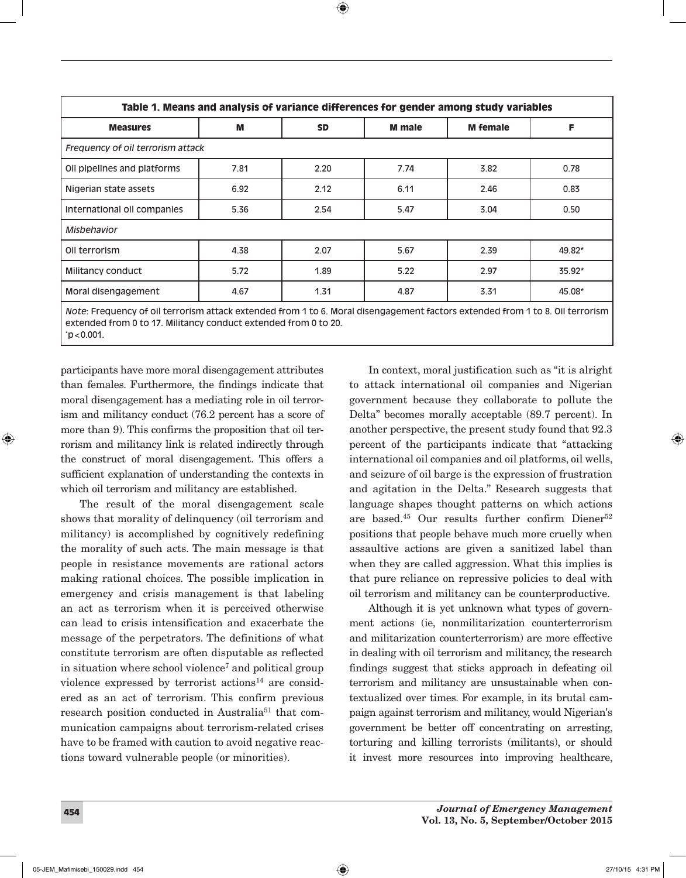**Table 1. Means and analysis of variance differences for gender among study variables**

| Measures | M | SD | M male | M female | F |
|---|---|---|---|---|---|
| *Frequency of oil terrorism attack* | | | | | |
| Oil pipelines and platforms | 7.81 | 2.20 | 7.74 | 3.82 | 0.78 |
| Nigerian state assets | 6.92 | 2.12 | 6.11 | 2.46 | 0.83 |
| International oil companies | 5.36 | 2.54 | 5.47 | 3.04 | 0.50 |
| *Misbehavior* | | | | | |
| Oil terrorism | 4.38 | 2.07 | 5.67 | 2.39 | 49.82* |
| Militancy conduct | 5.72 | 1.89 | 5.22 | 2.97 | 35.92* |
| Moral disengagement | 4.67 | 1.31 | 4.87 | 3.31 | 45.08* |

*Note*: Frequency of oil terrorism attack extended from 1 to 6. Moral disengagement factors extended from 1 to 8. Oil terrorism extended from 0 to 17. Militancy conduct extended from 0 to 20.
*$p < 0.001$.

participants have more moral disengagement attributes than females. Furthermore, the findings indicate that moral disengagement has a mediating role in oil terrorism and militancy conduct (76.2 percent has a score of more than 9). This confirms the proposition that oil terrorism and militancy link is related indirectly through the construct of moral disengagement. This offers a sufficient explanation of understanding the contexts in which oil terrorism and militancy are established.

The result of the moral disengagement scale shows that morality of delinquency (oil terrorism and militancy) is accomplished by cognitively redefining the morality of such acts. The main message is that people in resistance movements are rational actors making rational choices. The possible implication in emergency and crisis management is that labeling an act as terrorism when it is perceived otherwise can lead to crisis intensification and exacerbate the message of the perpetrators. The definitions of what constitute terrorism are often disputable as reflected in situation where school violence[7] and political group violence expressed by terrorist actions[14] are considered as an act of terrorism. This confirm previous research position conducted in Australia[51] that communication campaigns about terrorism-related crises have to be framed with caution to avoid negative reactions toward vulnerable people (or minorities).

In context, moral justification such as "it is alright to attack international oil companies and Nigerian government because they collaborate to pollute the Delta" becomes morally acceptable (89.7 percent). In another perspective, the present study found that 92.3 percent of the participants indicate that "attacking international oil companies and oil platforms, oil wells, and seizure of oil barge is the expression of frustration and agitation in the Delta." Research suggests that language shapes thought patterns on which actions are based.[45] Our results further confirm Diener[52] positions that people behave much more cruelly when assaultive actions are given a sanitized label than when they are called aggression. What this implies is that pure reliance on repressive policies to deal with oil terrorism and militancy can be counterproductive.

Although it is yet unknown what types of government actions (ie, nonmilitarization counterterrorism and militarization counterterrorism) are more effective in dealing with oil terrorism and militancy, the research findings suggest that sticks approach in defeating oil terrorism and militancy are unsustainable when contextualized over times. For example, in its brutal campaign against terrorism and militancy, would Nigerian's government be better off concentrating on arresting, torturing and killing terrorists (militants), or should it invest more resources into improving healthcare,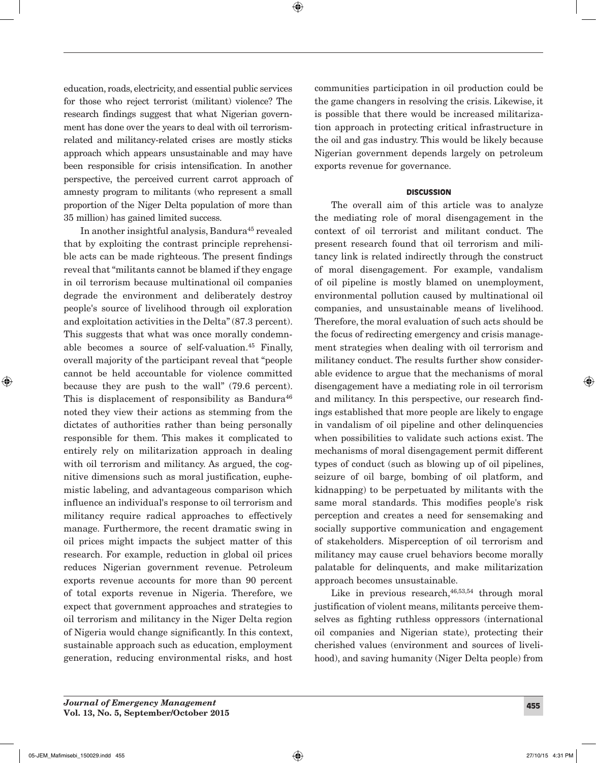education, roads, electricity, and essential public services for those who reject terrorist (militant) violence? The research findings suggest that what Nigerian government has done over the years to deal with oil terrorism-related and militancy-related crises are mostly sticks approach which appears unsustainable and may have been responsible for crisis intensification. In another perspective, the perceived current carrot approach of amnesty program to militants (who represent a small proportion of the Niger Delta population of more than 35 million) has gained limited success.

In another insightful analysis, Bandura[45] revealed that by exploiting the contrast principle reprehensible acts can be made righteous. The present findings reveal that "militants cannot be blamed if they engage in oil terrorism because multinational oil companies degrade the environment and deliberately destroy people's source of livelihood through oil exploration and exploitation activities in the Delta" (87.3 percent). This suggests that what was once morally condemnable becomes a source of self-valuation.[45] Finally, overall majority of the participant reveal that "people cannot be held accountable for violence committed because they are push to the wall" (79.6 percent). This is displacement of responsibility as Bandura[46] noted they view their actions as stemming from the dictates of authorities rather than being personally responsible for them. This makes it complicated to entirely rely on militarization approach in dealing with oil terrorism and militancy. As argued, the cognitive dimensions such as moral justification, euphemistic labeling, and advantageous comparison which influence an individual's response to oil terrorism and militancy require radical approaches to effectively manage. Furthermore, the recent dramatic swing in oil prices might impacts the subject matter of this research. For example, reduction in global oil prices reduces Nigerian government revenue. Petroleum exports revenue accounts for more than 90 percent of total exports revenue in Nigeria. Therefore, we expect that government approaches and strategies to oil terrorism and militancy in the Niger Delta region of Nigeria would change significantly. In this context, sustainable approach such as education, employment generation, reducing environmental risks, and host communities participation in oil production could be the game changers in resolving the crisis. Likewise, it is possible that there would be increased militarization approach in protecting critical infrastructure in the oil and gas industry. This would be likely because Nigerian government depends largely on petroleum exports revenue for governance.

## DISCUSSION

The overall aim of this article was to analyze the mediating role of moral disengagement in the context of oil terrorist and militant conduct. The present research found that oil terrorism and militancy link is related indirectly through the construct of moral disengagement. For example, vandalism of oil pipeline is mostly blamed on unemployment, environmental pollution caused by multinational oil companies, and unsustainable means of livelihood. Therefore, the moral evaluation of such acts should be the focus of redirecting emergency and crisis management strategies when dealing with oil terrorism and militancy conduct. The results further show considerable evidence to argue that the mechanisms of moral disengagement have a mediating role in oil terrorism and militancy. In this perspective, our research findings established that more people are likely to engage in vandalism of oil pipeline and other delinquencies when possibilities to validate such actions exist. The mechanisms of moral disengagement permit different types of conduct (such as blowing up of oil pipelines, seizure of oil barge, bombing of oil platform, and kidnapping) to be perpetuated by militants with the same moral standards. This modifies people's risk perception and creates a need for sensemaking and socially supportive communication and engagement of stakeholders. Misperception of oil terrorism and militancy may cause cruel behaviors become morally palatable for delinquents, and make militarization approach becomes unsustainable.

Like in previous research,[46,53,54] through moral justification of violent means, militants perceive themselves as fighting ruthless oppressors (international oil companies and Nigerian state), protecting their cherished values (environment and sources of livelihood), and saving humanity (Niger Delta people) from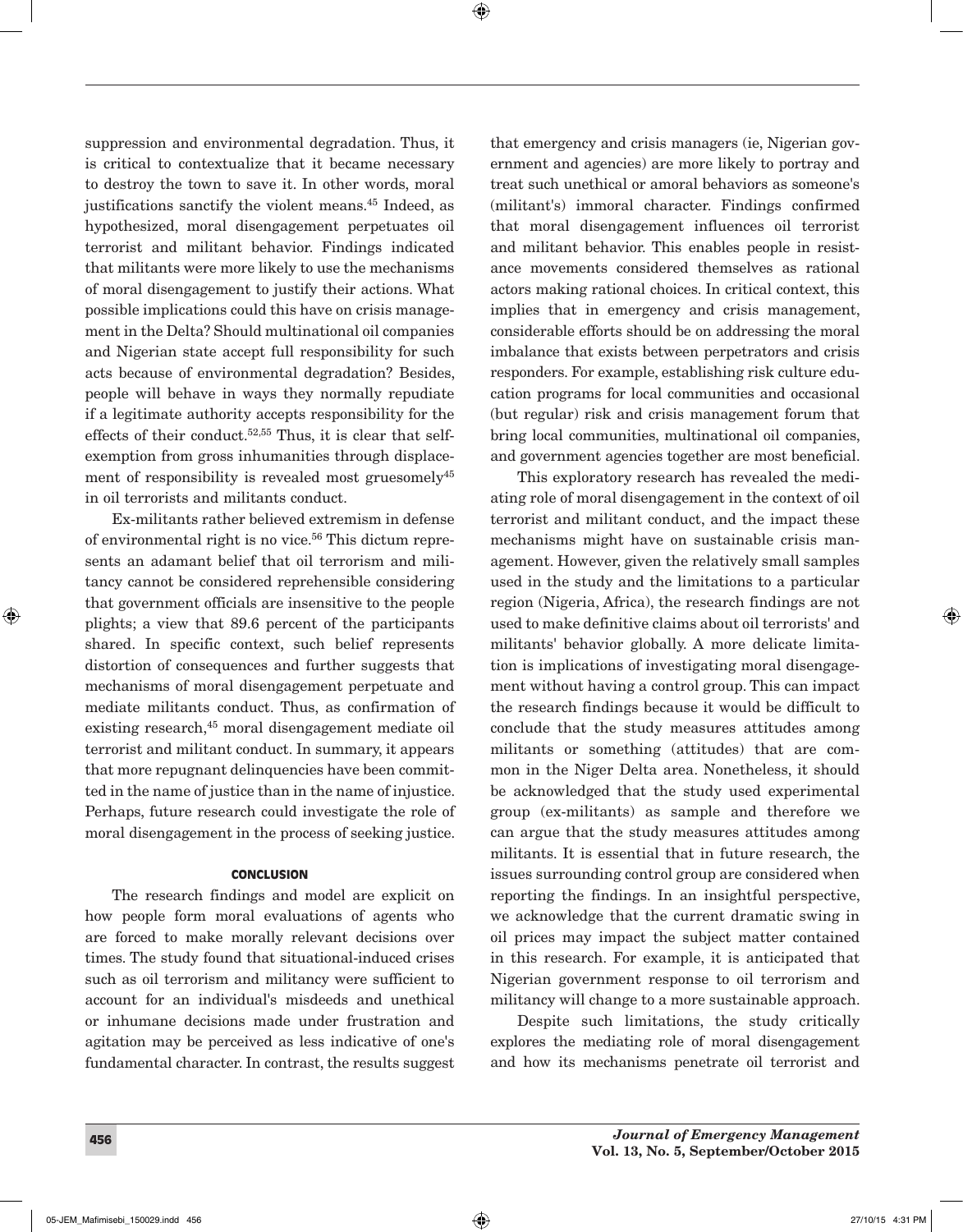suppression and environmental degradation. Thus, it is critical to contextualize that it became necessary to destroy the town to save it. In other words, moral justifications sanctify the violent means.[45] Indeed, as hypothesized, moral disengagement perpetuates oil terrorist and militant behavior. Findings indicated that militants were more likely to use the mechanisms of moral disengagement to justify their actions. What possible implications could this have on crisis management in the Delta? Should multinational oil companies and Nigerian state accept full responsibility for such acts because of environmental degradation? Besides, people will behave in ways they normally repudiate if a legitimate authority accepts responsibility for the effects of their conduct.[52,55] Thus, it is clear that self-exemption from gross inhumanities through displacement of responsibility is revealed most gruesomely[45] in oil terrorists and militants conduct.

Ex-militants rather believed extremism in defense of environmental right is no vice.[56] This dictum represents an adamant belief that oil terrorism and militancy cannot be considered reprehensible considering that government officials are insensitive to the people plights; a view that 89.6 percent of the participants shared. In specific context, such belief represents distortion of consequences and further suggests that mechanisms of moral disengagement perpetuate and mediate militants conduct. Thus, as confirmation of existing research,[45] moral disengagement mediate oil terrorist and militant conduct. In summary, it appears that more repugnant delinquencies have been committed in the name of justice than in the name of injustice. Perhaps, future research could investigate the role of moral disengagement in the process of seeking justice.

## CONCLUSION

The research findings and model are explicit on how people form moral evaluations of agents who are forced to make morally relevant decisions over times. The study found that situational-induced crises such as oil terrorism and militancy were sufficient to account for an individual's misdeeds and unethical or inhumane decisions made under frustration and agitation may be perceived as less indicative of one's fundamental character. In contrast, the results suggest that emergency and crisis managers (ie, Nigerian government and agencies) are more likely to portray and treat such unethical or amoral behaviors as someone's (militant's) immoral character. Findings confirmed that moral disengagement influences oil terrorist and militant behavior. This enables people in resistance movements considered themselves as rational actors making rational choices. In critical context, this implies that in emergency and crisis management, considerable efforts should be on addressing the moral imbalance that exists between perpetrators and crisis responders. For example, establishing risk culture education programs for local communities and occasional (but regular) risk and crisis management forum that bring local communities, multinational oil companies, and government agencies together are most beneficial.

This exploratory research has revealed the mediating role of moral disengagement in the context of oil terrorist and militant conduct, and the impact these mechanisms might have on sustainable crisis management. However, given the relatively small samples used in the study and the limitations to a particular region (Nigeria, Africa), the research findings are not used to make definitive claims about oil terrorists' and militants' behavior globally. A more delicate limitation is implications of investigating moral disengagement without having a control group. This can impact the research findings because it would be difficult to conclude that the study measures attitudes among militants or something (attitudes) that are common in the Niger Delta area. Nonetheless, it should be acknowledged that the study used experimental group (ex-militants) as sample and therefore we can argue that the study measures attitudes among militants. It is essential that in future research, the issues surrounding control group are considered when reporting the findings. In an insightful perspective, we acknowledge that the current dramatic swing in oil prices may impact the subject matter contained in this research. For example, it is anticipated that Nigerian government response to oil terrorism and militancy will change to a more sustainable approach.

Despite such limitations, the study critically explores the mediating role of moral disengagement and how its mechanisms penetrate oil terrorist and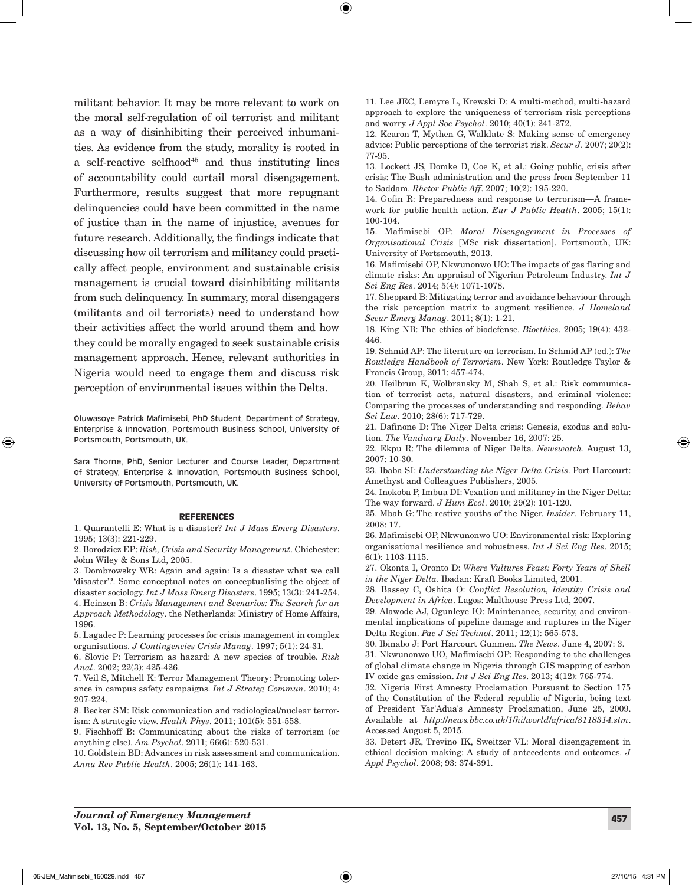militant behavior. It may be more relevant to work on the moral self-regulation of oil terrorist and militant as a way of disinhibiting their perceived inhumanities. As evidence from the study, morality is rooted in a self-reactive selfhood[45] and thus instituting lines of accountability could curtail moral disengagement. Furthermore, results suggest that more repugnant delinquencies could have been committed in the name of justice than in the name of injustice, avenues for future research. Additionally, the findings indicate that discussing how oil terrorism and militancy could practically affect people, environment and sustainable crisis management is crucial toward disinhibiting militants from such delinquency. In summary, moral disengagers (militants and oil terrorists) need to understand how their activities affect the world around them and how they could be morally engaged to seek sustainable crisis management approach. Hence, relevant authorities in Nigeria would need to engage them and discuss risk perception of environmental issues within the Delta.

---

Oluwasoye Patrick Mafimisebi, PhD Student, Department of Strategy, Enterprise & Innovation, Portsmouth Business School, University of Portsmouth, Portsmouth, UK.

Sara Thorne, PhD, Senior Lecturer and Course Leader, Department of Strategy, Enterprise & Innovation, Portsmouth Business School, University of Portsmouth, Portsmouth, UK.

## REFERENCES

1. Quarantelli E: What is a disaster? *Int J Mass Emerg Disasters*. 1995; 13(3): 221-229.
2. Borodzicz EP: *Risk, Crisis and Security Management*. Chichester: John Wiley & Sons Ltd, 2005.
3. Dombrowsky WR: Again and again: Is a disaster what we call 'disaster'?. Some conceptual notes on conceptualising the object of disaster sociology. *Int J Mass Emerg Disasters*. 1995; 13(3): 241-254.
4. Heinzen B: *Crisis Management and Scenarios: The Search for an Approach Methodology*. the Netherlands: Ministry of Home Affairs, 1996.
5. Lagadec P: Learning processes for crisis management in complex organisations. *J Contingencies Crisis Manag*. 1997; 5(1): 24-31.
6. Slovic P: Terrorism as hazard: A new species of trouble. *Risk Anal*. 2002; 22(3): 425-426.
7. Veil S, Mitchell K: Terror Management Theory: Promoting tolerance in campus safety campaigns. *Int J Strateg Commun*. 2010; 4: 207-224.
8. Becker SM: Risk communication and radiological/nuclear terrorism: A strategic view. *Health Phys*. 2011; 101(5): 551-558.
9. Fischhoff B: Communicating about the risks of terrorism (or anything else). *Am Psychol*. 2011; 66(6): 520-531.
10. Goldstein BD: Advances in risk assessment and communication. *Annu Rev Public Health*. 2005; 26(1): 141-163.
11. Lee JEC, Lemyre L, Krewski D: A multi-method, multi-hazard approach to explore the uniqueness of terrorism risk perceptions and worry. *J Appl Soc Psychol*. 2010; 40(1): 241-272.
12. Kearon T, Mythen G, Walklate S: Making sense of emergency advice: Public perceptions of the terrorist risk. *Secur J*. 2007; 20(2): 77-95.
13. Lockett JS, Domke D, Coe K, et al.: Going public, crisis after crisis: The Bush administration and the press from September 11 to Saddam. *Rhetor Public Aff*. 2007; 10(2): 195-220.
14. Gofin R: Preparedness and response to terrorism—A framework for public health action. *Eur J Public Health*. 2005; 15(1): 100-104.
15. Mafimisebi OP: *Moral Disengagement in Processes of Organisational Crisis* [MSc risk dissertation]. Portsmouth, UK: University of Portsmouth, 2013.
16. Mafimisebi OP, Nkwunonwo UO: The impacts of gas flaring and climate risks: An appraisal of Nigerian Petroleum Industry. *Int J Sci Eng Res*. 2014; 5(4): 1071-1078.
17. Sheppard B: Mitigating terror and avoidance behaviour through the risk perception matrix to augment resilience. *J Homeland Secur Emerg Manag*. 2011; 8(1): 1-21.
18. King NB: The ethics of biodefense. *Bioethics*. 2005; 19(4): 432-446.
19. Schmid AP: The literature on terrorism. In Schmid AP (ed.): *The Routledge Handbook of Terrorism*. New York: Routledge Taylor & Francis Group, 2011: 457-474.
20. Heilbrun K, Wolbransky M, Shah S, et al.: Risk communication of terrorist acts, natural disasters, and criminal violence: Comparing the processes of understanding and responding. *Behav Sci Law*. 2010; 28(6): 717-729.
21. Dafinone D: The Niger Delta crisis: Genesis, exodus and solution. *The Vanduarg Daily*. November 16, 2007: 25.
22. Ekpu R: The dilemma of Niger Delta. *Newswatch*. August 13, 2007: 10-30.
23. Ibaba SI: *Understanding the Niger Delta Crisis*. Port Harcourt: Amethyst and Colleagues Publishers, 2005.
24. Inokoba P, Imbua DI: Vexation and militancy in the Niger Delta: The way forward. *J Hum Ecol*. 2010; 29(2): 101-120.
25. Mbah G: The restive youths of the Niger. *Insider*. February 11, 2008: 17.
26. Mafimisebi OP, Nkwunonwo UO: Environmental risk: Exploring organisational resilience and robustness. *Int J Sci Eng Res*. 2015; 6(1): 1103-1115.
27. Okonta I, Oronto D: *Where Vultures Feast: Forty Years of Shell in the Niger Delta*. Ibadan: Kraft Books Limited, 2001.
28. Bassey C, Oshita O: *Conflict Resolution, Identity Crisis and Development in Africa*. Lagos: Malthouse Press Ltd, 2007.
29. Alawode AJ, Ogunleye IO: Maintenance, security, and environmental implications of pipeline damage and ruptures in the Niger Delta Region. *Pac J Sci Technol*. 2011; 12(1): 565-573.
30. Ibinabo J: Port Harcourt Gunmen. *The News*. June 4, 2007: 3.
31. Nkwunonwo UO, Mafimisebi OP: Responding to the challenges of global climate change in Nigeria through GIS mapping of carbon IV oxide gas emission. *Int J Sci Eng Res*. 2013; 4(12): 765-774.
32. Nigeria First Amnesty Proclamation Pursuant to Section 175 of the Constitution of the Federal republic of Nigeria, being text of President Yar'Adua's Amnesty Proclamation, June 25, 2009. Available at *http://news.bbc.co.uk/1/hi/world/africa/8118314.stm*. Accessed August 5, 2015.
33. Detert JR, Trevino IK, Sweitzer VL: Moral disengagement in ethical decision making: A study of antecedents and outcomes. *J Appl Psychol*. 2008; 93: 374-391.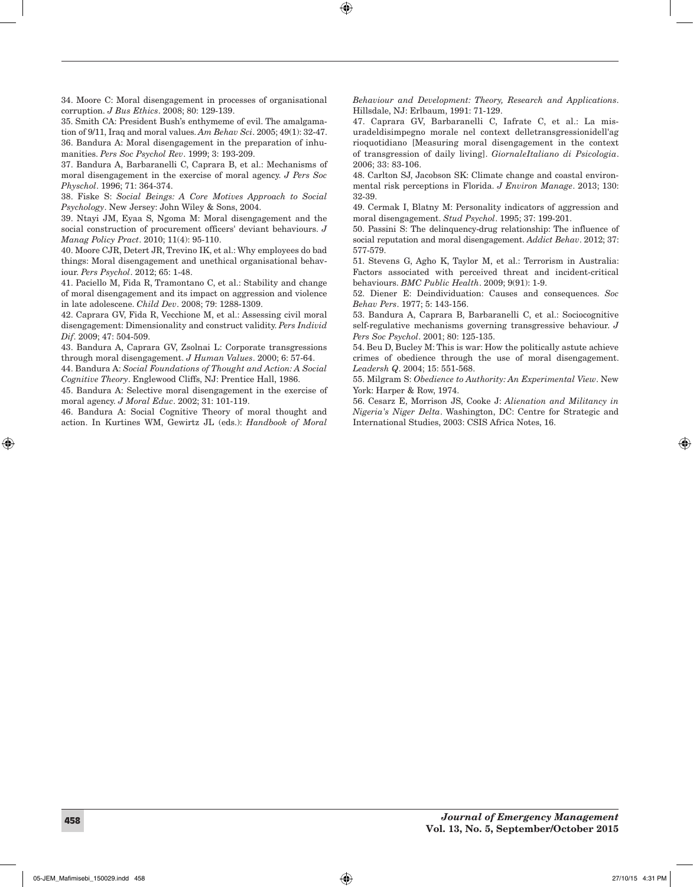34. Moore C: Moral disengagement in processes of organisational corruption. *J Bus Ethics*. 2008; 80: 129-139.

35. Smith CA: President Bush's enthymeme of evil. The amalgamation of 9/11, Iraq and moral values. *Am Behav Sci*. 2005; 49(1): 32-47.

36. Bandura A: Moral disengagement in the preparation of inhumanities. *Pers Soc Psychol Rev*. 1999; 3: 193-209.

37. Bandura A, Barbaranelli C, Caprara B, et al.: Mechanisms of moral disengagement in the exercise of moral agency. *J Pers Soc Physchol*. 1996; 71: 364-374.

38. Fiske S: *Social Beings: A Core Motives Approach to Social Psychology*. New Jersey: John Wiley & Sons, 2004.

39. Ntayi JM, Eyaa S, Ngoma M: Moral disengagement and the social construction of procurement officers' deviant behaviours. *J Manag Policy Pract*. 2010; 11(4): 95-110.

40. Moore CJR, Detert JR, Trevino IK, et al.: Why employees do bad things: Moral disengagement and unethical organisational behaviour. *Pers Psychol*. 2012; 65: 1-48.

41. Paciello M, Fida R, Tramontano C, et al.: Stability and change of moral disengagement and its impact on aggression and violence in late adolescene. *Child Dev*. 2008; 79: 1288-1309.

42. Caprara GV, Fida R, Vecchione M, et al.: Assessing civil moral disengagement: Dimensionality and construct validity. *Pers Individ Dif*. 2009; 47: 504-509.

43. Bandura A, Caprara GV, Zsolnai L: Corporate transgressions through moral disengagement. *J Human Values*. 2000; 6: 57-64.

44. Bandura A: *Social Foundations of Thought and Action: A Social Cognitive Theory*. Englewood Cliffs, NJ: Prentice Hall, 1986.

45. Bandura A: Selective moral disengagement in the exercise of moral agency. *J Moral Educ*. 2002; 31: 101-119.

46. Bandura A: Social Cognitive Theory of moral thought and action. In Kurtines WM, Gewirtz JL (eds.): *Handbook of Moral Behaviour and Development: Theory, Research and Applications*. Hillsdale, NJ: Erlbaum, 1991: 71-129.

47. Caprara GV, Barbaranelli C, Iafrate C, et al.: La misuradeldisimpegno morale nel context delletransgressionidell'ag rioquotidiano [Measuring moral disengagement in the context of transgression of daily living]. *GiornaleItaliano di Psicologia*. 2006; 33: 83-106.

48. Carlton SJ, Jacobson SK: Climate change and coastal environmental risk perceptions in Florida. *J Environ Manage*. 2013; 130: 32-39.

49. Cermak I, Blatny M: Personality indicators of aggression and moral disengagement. *Stud Psychol*. 1995; 37: 199-201.

50. Passini S: The delinquency-drug relationship: The influence of social reputation and moral disengagement. *Addict Behav*. 2012; 37: 577-579.

51. Stevens G, Agho K, Taylor M, et al.: Terrorism in Australia: Factors associated with perceived threat and incident-critical behaviours. *BMC Public Health*. 2009; 9(91): 1-9.

52. Diener E: Deindividuation: Causes and consequences. *Soc Behav Pers*. 1977; 5: 143-156.

53. Bandura A, Caprara B, Barbaranelli C, et al.: Sociocognitive self-regulative mechanisms governing transgressive behaviour. *J Pers Soc Psychol*. 2001; 80: 125-135.

54. Beu D, Bucley M: This is war: How the politically astute achieve crimes of obedience through the use of moral disengagement. *Leadersh Q*. 2004; 15: 551-568.

55. Milgram S: *Obedience to Authority: An Experimental View*. New York: Harper & Row, 1974.

56. Cesarz E, Morrison JS, Cooke J: *Alienation and Militancy in Nigeria's Niger Delta*. Washington, DC: Centre for Strategic and International Studies, 2003: CSIS Africa Notes, 16.